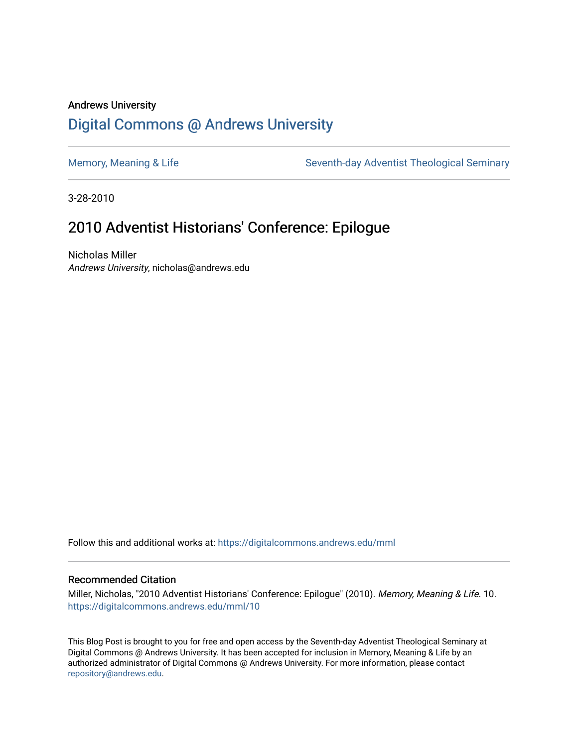Andrews University

# Digital Commons @ Andrews University

Memory, Meaning & Life | Seventh-day Adventist Theological Seminary

3-28-2010

## 2010 Adventist Historians' Conference: Epilogue

Nicholas Miller
*Andrews University*, nicholas@andrews.edu

Follow this and additional works at: https://digitalcommons.andrews.edu/mml

### Recommended Citation

Miller, Nicholas, "2010 Adventist Historians' Conference: Epilogue" (2010). *Memory, Meaning & Life*. 10.
https://digitalcommons.andrews.edu/mml/10

This Blog Post is brought to you for free and open access by the Seventh-day Adventist Theological Seminary at Digital Commons @ Andrews University. It has been accepted for inclusion in Memory, Meaning & Life by an authorized administrator of Digital Commons @ Andrews University. For more information, please contact repository@andrews.edu.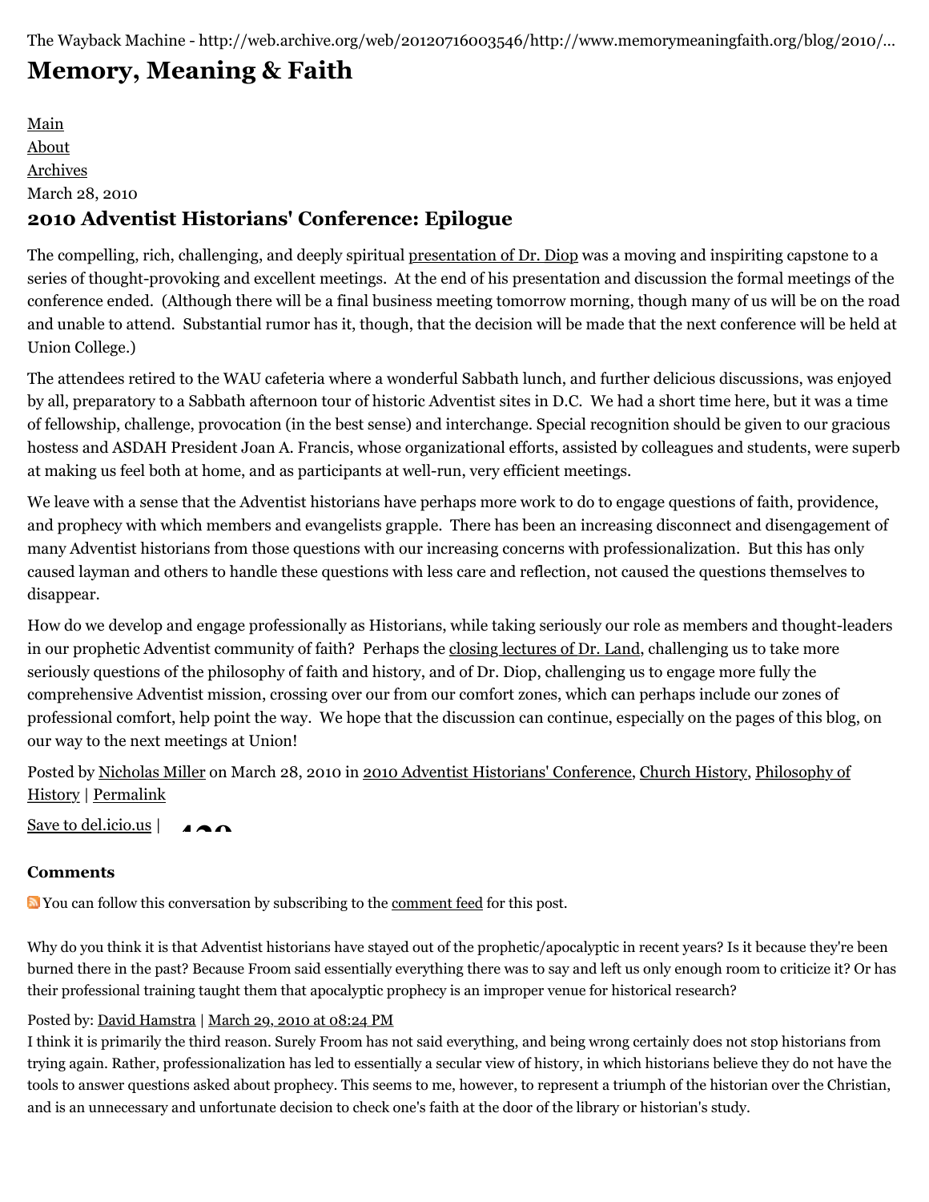The Wayback Machine - http://web.archive.org/web/20120716003546/http://www.memorymeaningfaith.org/blog/2010/...

# Memory, Meaning & Faith

[Main](#)
[About](#)
[Archives](#)

March 28, 2010

## 2010 Adventist Historians' Conference: Epilogue

The compelling, rich, challenging, and deeply spiritual [presentation of Dr. Diop](#) was a moving and inspiriting capstone to a series of thought-provoking and excellent meetings. At the end of his presentation and discussion the formal meetings of the conference ended. (Although there will be a final business meeting tomorrow morning, though many of us will be on the road and unable to attend. Substantial rumor has it, though, that the decision will be made that the next conference will be held at Union College.)

The attendees retired to the WAU cafeteria where a wonderful Sabbath lunch, and further delicious discussions, was enjoyed by all, preparatory to a Sabbath afternoon tour of historic Adventist sites in D.C. We had a short time here, but it was a time of fellowship, challenge, provocation (in the best sense) and interchange. Special recognition should be given to our gracious hostess and ASDAH President Joan A. Francis, whose organizational efforts, assisted by colleagues and students, were superb at making us feel both at home, and as participants at well-run, very efficient meetings.

We leave with a sense that the Adventist historians have perhaps more work to do to engage questions of faith, providence, and prophecy with which members and evangelists grapple. There has been an increasing disconnect and disengagement of many Adventist historians from those questions with our increasing concerns with professionalization. But this has only caused layman and others to handle these questions with less care and reflection, not caused the questions themselves to disappear.

How do we develop and engage professionally as Historians, while taking seriously our role as members and thought-leaders in our prophetic Adventist community of faith? Perhaps the [closing lectures of Dr. Land](#), challenging us to take more seriously questions of the philosophy of faith and history, and of Dr. Diop, challenging us to engage more fully the comprehensive Adventist mission, crossing over our from our comfort zones, which can perhaps include our zones of professional comfort, help point the way. We hope that the discussion can continue, especially on the pages of this blog, on our way to the next meetings at Union!

Posted by [Nicholas Miller](#) on March 28, 2010 in [2010 Adventist Historians' Conference](#), [Church History](#), [Philosophy of History](#) | [Permalink](#)

[Save to del.icio.us](#) |

### Comments

You can follow this conversation by subscribing to the [comment feed](#) for this post.

Why do you think it is that Adventist historians have stayed out of the prophetic/apocalyptic in recent years? Is it because they're been burned there in the past? Because Froom said essentially everything there was to say and left us only enough room to criticize it? Or has their professional training taught them that apocalyptic prophecy is an improper venue for historical research?

Posted by: [David Hamstra](#) | [March 29, 2010 at 08:24 PM](#)

I think it is primarily the third reason. Surely Froom has not said everything, and being wrong certainly does not stop historians from trying again. Rather, professionalization has led to essentially a secular view of history, in which historians believe they do not have the tools to answer questions asked about prophecy. This seems to me, however, to represent a triumph of the historian over the Christian, and is an unnecessary and unfortunate decision to check one's faith at the door of the library or historian's study.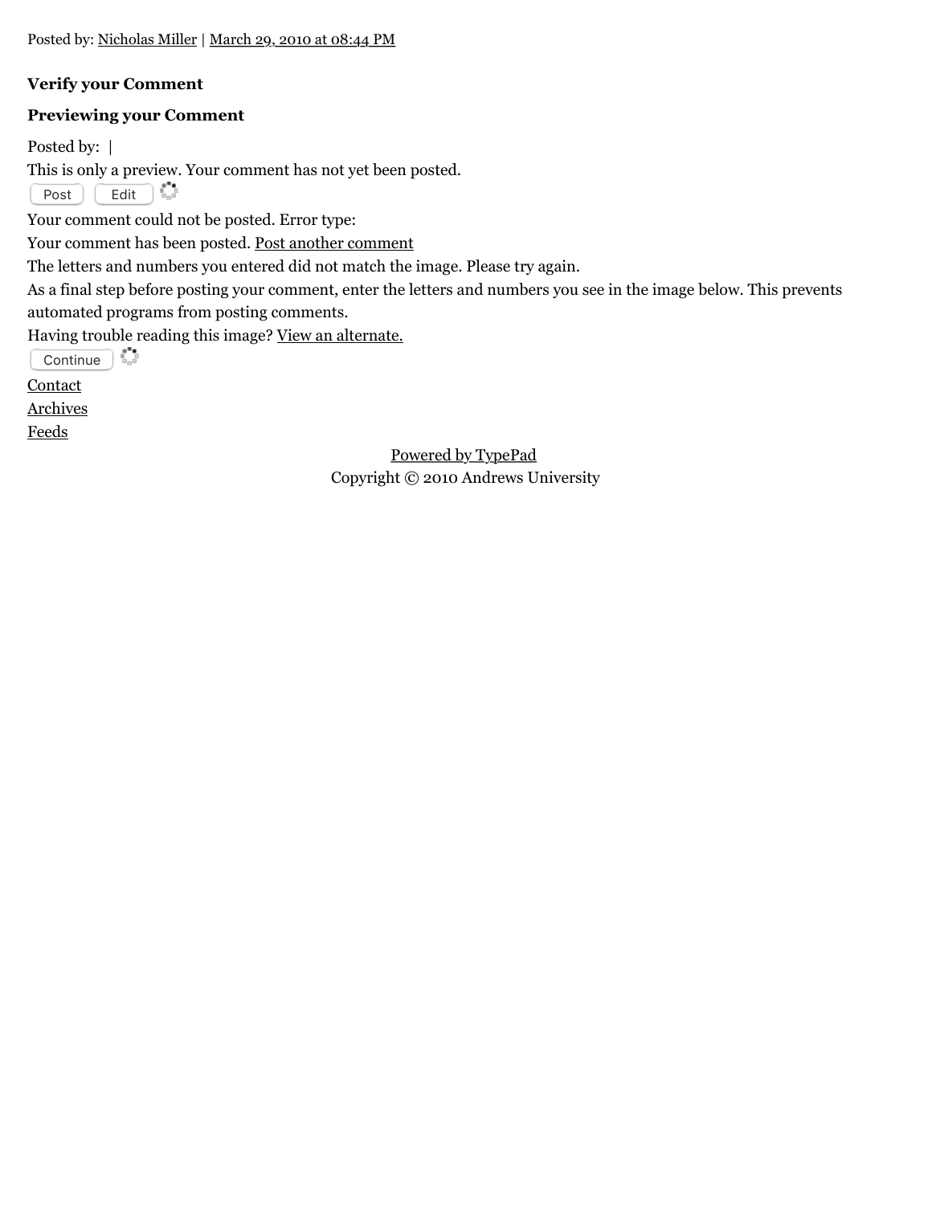Posted by: Nicholas Miller | March 29, 2010 at 08:44 PM

### Verify your Comment

### Previewing your Comment

Posted by: |

This is only a preview. Your comment has not yet been posted.

Post Edit

Your comment could not be posted. Error type:

Your comment has been posted. Post another comment

The letters and numbers you entered did not match the image. Please try again.

As a final step before posting your comment, enter the letters and numbers you see in the image below. This prevents automated programs from posting comments.

Having trouble reading this image? View an alternate.

Continue

Contact

Archives

Feeds

Powered by TypePad

Copyright © 2010 Andrews University